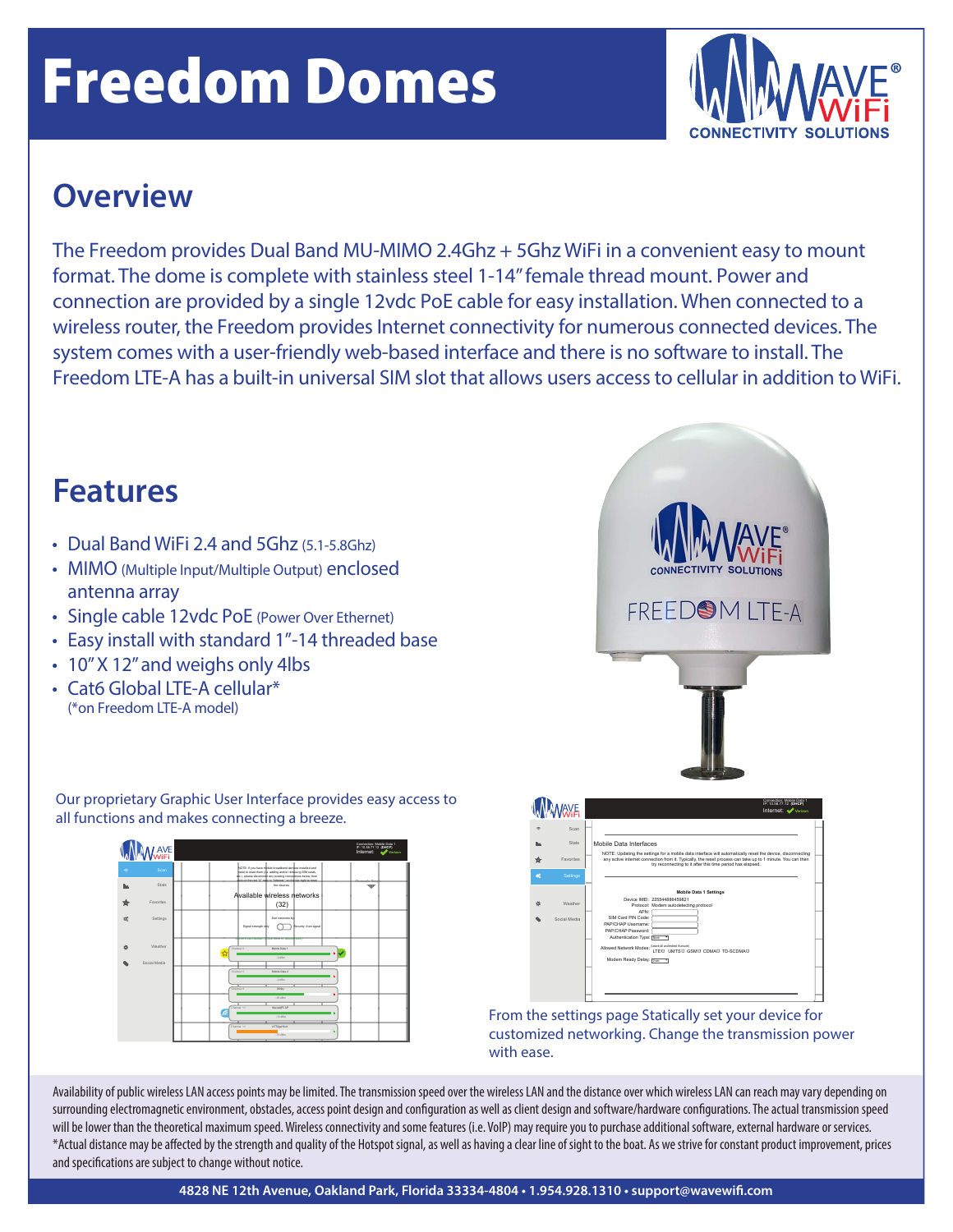# Freedom Domes

## Overview

The Freedom provides Dual Band MU-MIMO 2.4Ghz + 5Ghz WiFi in a convenient easy to mount format. The dome is complete with stainless steel 1-14" female thread mount. Power and connection are provided by a single 12vdc PoE cable for easy installation. When connected to a wireless router, the Freedom provides Internet connectivity for numerous connected devices. The system comes with a user-friendly web-based interface and there is no software to install. The Freedom LTE-A has a built-in universal SIM slot that allows users access to cellular in addition to WiFi.

## Features

- Dual Band WiFi 2.4 and 5Ghz (5.1-5.8Ghz)
- MIMO (Multiple Input/Multiple Output) enclosed antenna array
- Single cable 12vdc PoE (Power Over Ethernet)
- Easy install with standard 1"-14 threaded base
- 10" X 12" and weighs only 4lbs
- Cat6 Global LTE-A cellular*
  (*on Freedom LTE-A model)

Our proprietary Graphic User Interface provides easy access to all functions and makes connecting a breeze.

From the settings page Statically set your device for customized networking. Change the transmission power with ease.

Availability of public wireless LAN access points may be limited. The transmission speed over the wireless LAN and the distance over which wireless LAN can reach may vary depending on surrounding electromagnetic environment, obstacles, access point design and configuration as well as client design and software/hardware configurations. The actual transmission speed will be lower than the theoretical maximum speed. Wireless connectivity and some features (i.e. VoIP) may require you to purchase additional software, external hardware or services. *Actual distance may be affected by the strength and quality of the Hotspot signal, as well as having a clear line of sight to the boat. As we strive for constant product improvement, prices and specifications are subject to change without notice.

**4828 NE 12th Avenue, Oakland Park, Florida 33334-4804 • 1.954.928.1310 • support@wavewifi.com**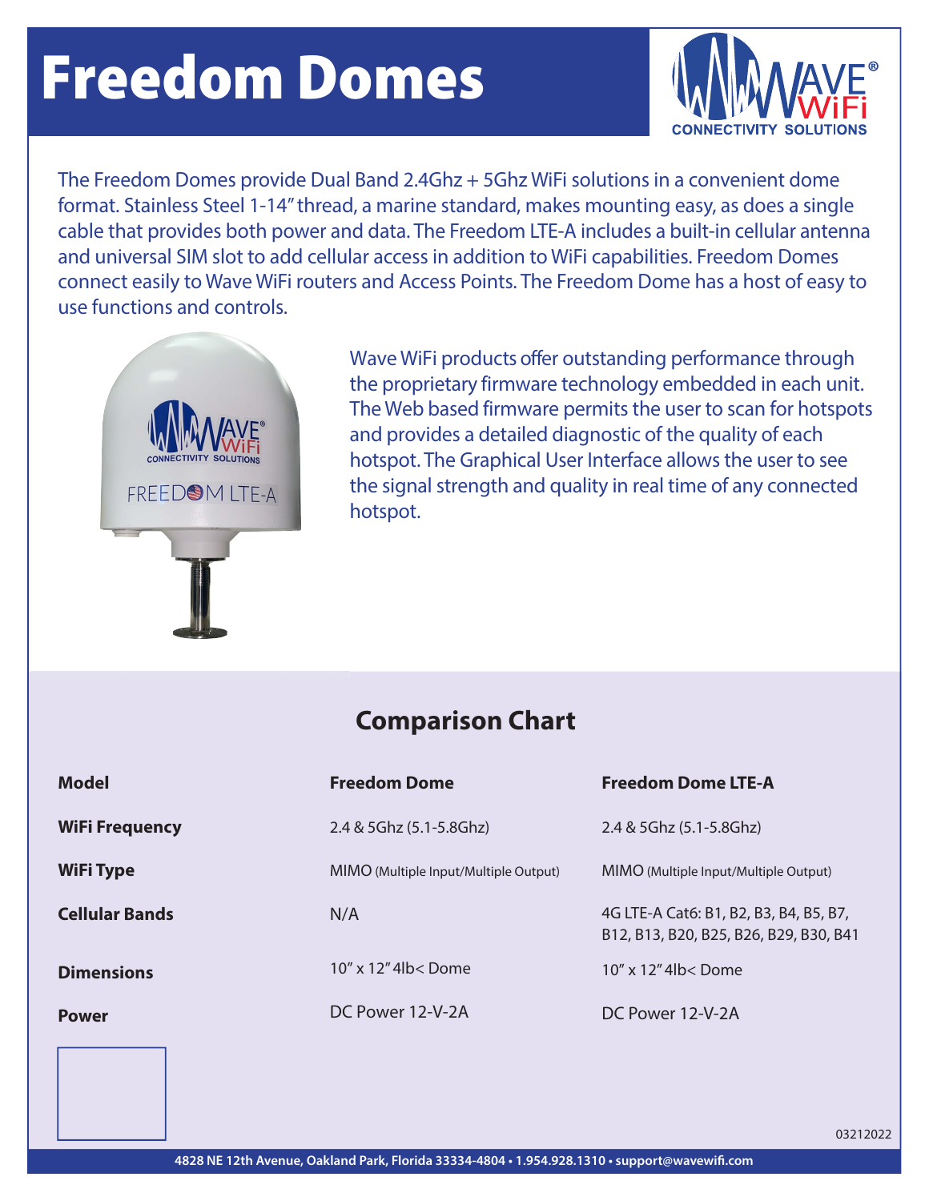# Freedom Domes

The Freedom Domes provide Dual Band 2.4Ghz + 5Ghz WiFi solutions in a convenient dome format. Stainless Steel 1-14" thread, a marine standard, makes mounting easy, as does a single cable that provides both power and data. The Freedom LTE-A includes a built-in cellular antenna and universal SIM slot to add cellular access in addition to WiFi capabilities. Freedom Domes connect easily to Wave WiFi routers and Access Points. The Freedom Dome has a host of easy to use functions and controls.

Wave WiFi products offer outstanding performance through the proprietary firmware technology embedded in each unit. The Web based firmware permits the user to scan for hotspots and provides a detailed diagnostic of the quality of each hotspot. The Graphical User Interface allows the user to see the signal strength and quality in real time of any connected hotspot.

## Comparison Chart

| Model | Freedom Dome | Freedom Dome LTE-A |
|---|---|---|
| WiFi Frequency | 2.4 & 5Ghz (5.1-5.8Ghz) | 2.4 & 5Ghz (5.1-5.8Ghz) |
| WiFi Type | MIMO (Multiple Input/Multiple Output) | MIMO (Multiple Input/Multiple Output) |
| Cellular Bands | N/A | 4G LTE-A Cat6: B1, B2, B3, B4, B5, B7, B12, B13, B20, B25, B26, B29, B30, B41 |
| Dimensions | 10" x 12" 4lb< Dome | 10" x 12" 4lb< Dome |
| Power | DC Power 12-V-2A | DC Power 12-V-2A |

03212022

4828 NE 12th Avenue, Oakland Park, Florida 33334-4804 • 1.954.928.1310 • support@wavewifi.com